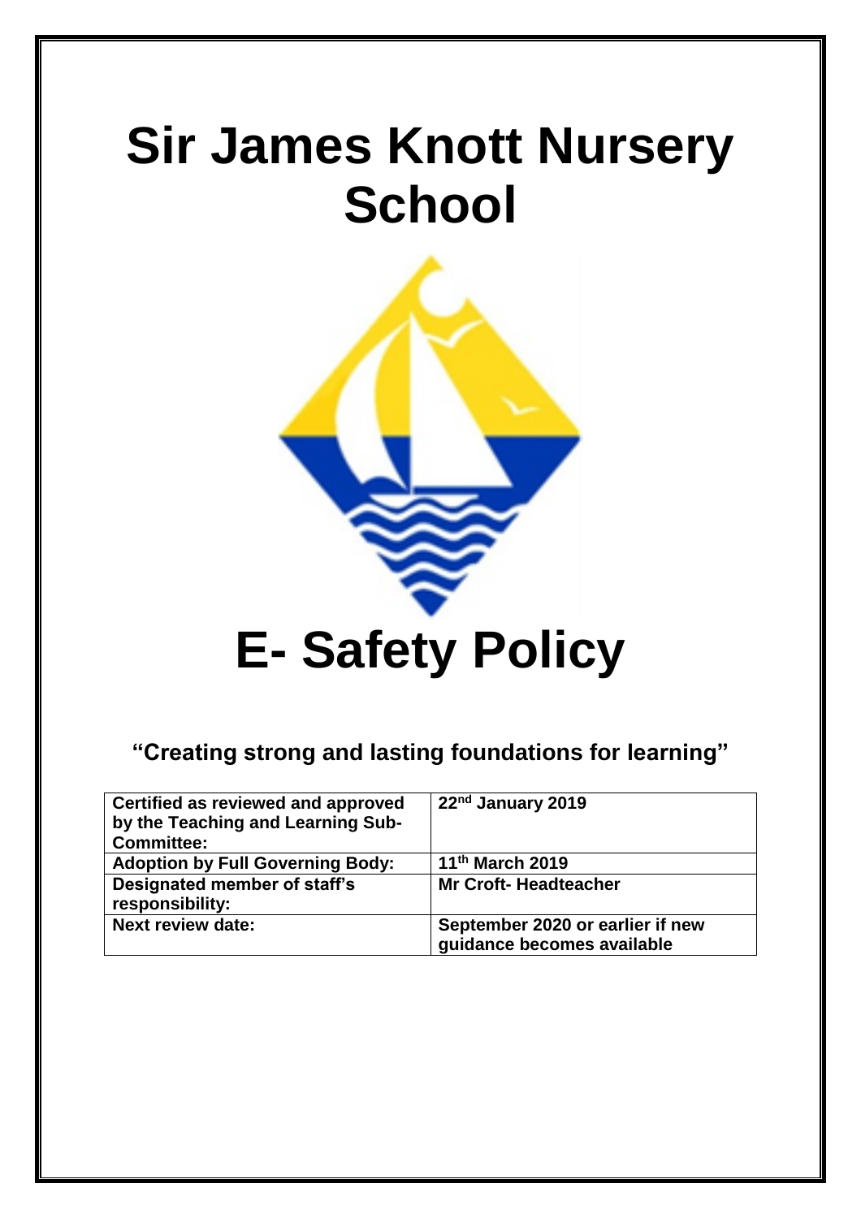# Sir James Knott Nursery School

# E- Safety Policy

**"Creating strong and lasting foundations for learning"**

| | |
|---|---|
| **Certified as reviewed and approved by the Teaching and Learning Sub-Committee:** | **22nd January 2019** |
| **Adoption by Full Governing Body:** | **11th March 2019** |
| **Designated member of staff's responsibility:** | **Mr Croft- Headteacher** |
| **Next review date:** | **September 2020 or earlier if new guidance becomes available** |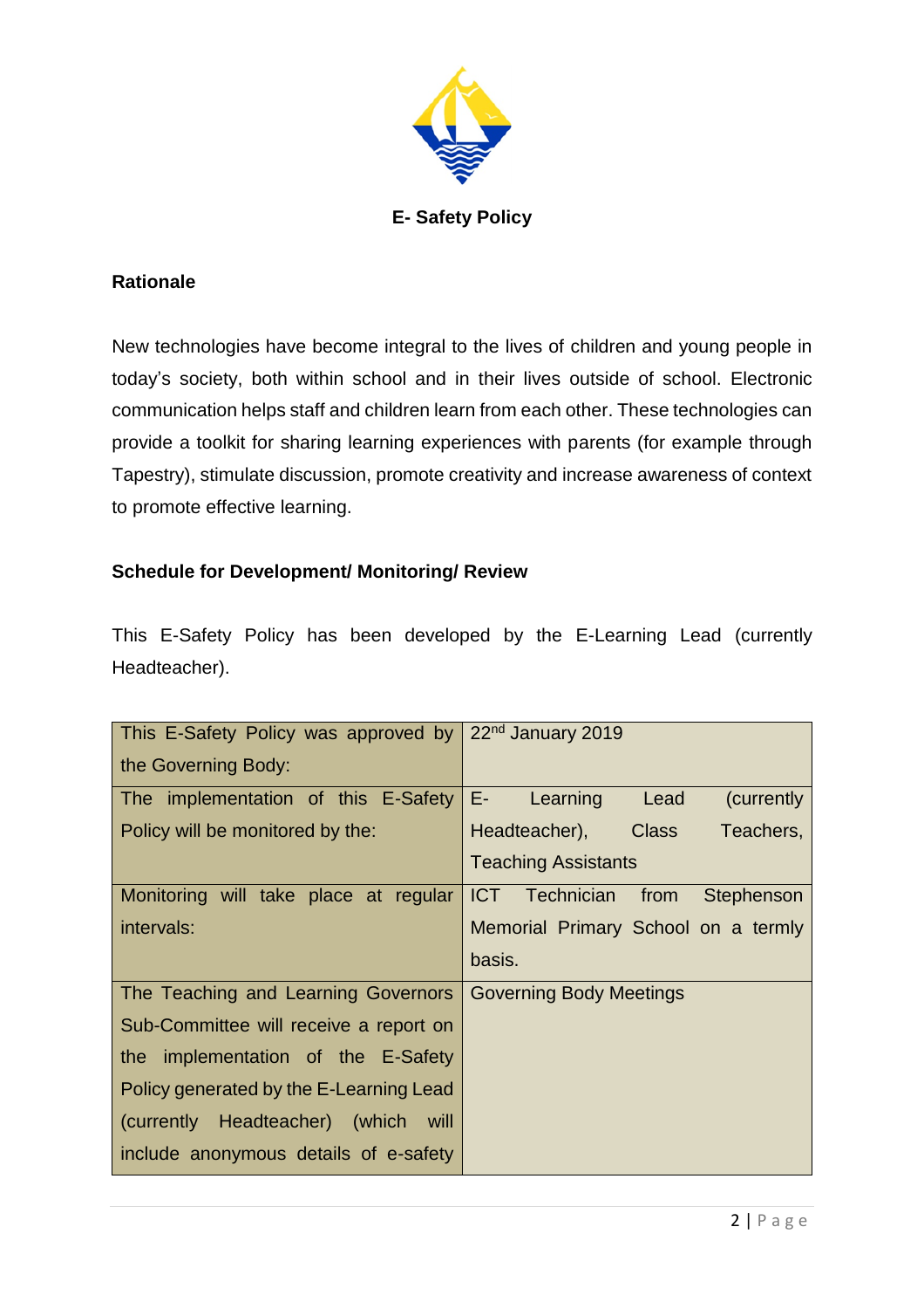**E- Safety Policy**

## Rationale

New technologies have become integral to the lives of children and young people in today's society, both within school and in their lives outside of school. Electronic communication helps staff and children learn from each other. These technologies can provide a toolkit for sharing learning experiences with parents (for example through Tapestry), stimulate discussion, promote creativity and increase awareness of context to promote effective learning.

## Schedule for Development/ Monitoring/ Review

This E-Safety Policy has been developed by the E-Learning Lead (currently Headteacher).

| | |
|---|---|
| This E-Safety Policy was approved by the Governing Body: | 22nd January 2019 |
| The implementation of this E-Safety Policy will be monitored by the: | E- Learning Lead (currently Headteacher), Class Teachers, Teaching Assistants |
| Monitoring will take place at regular intervals: | ICT Technician from Stephenson Memorial Primary School on a termly basis. |
| The Teaching and Learning Governors Sub-Committee will receive a report on the implementation of the E-Safety Policy generated by the E-Learning Lead (currently Headteacher) (which will include anonymous details of e-safety | Governing Body Meetings |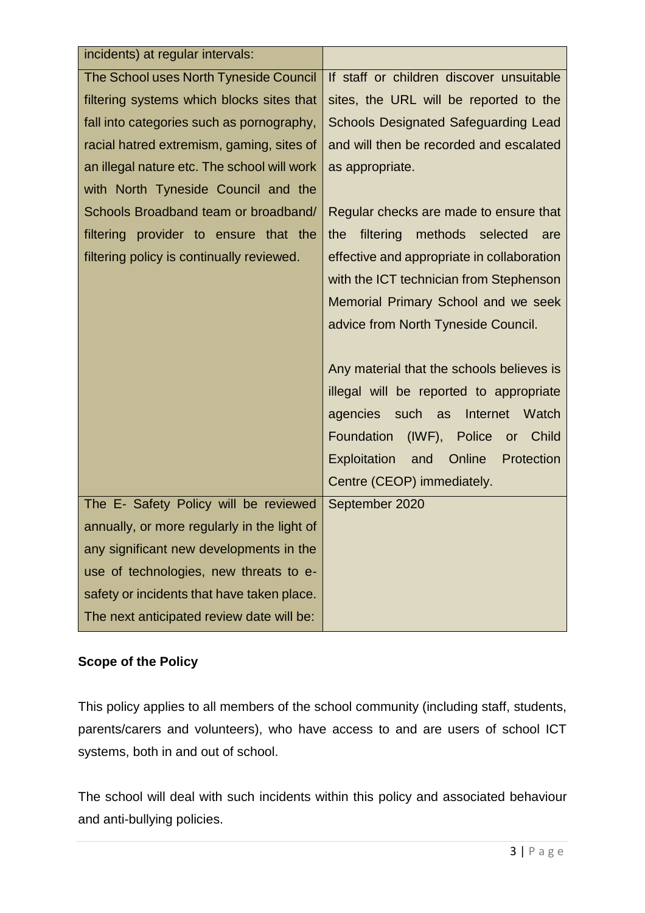| incidents) at regular intervals: | |
|---|---|
| The School uses North Tyneside Council filtering systems which blocks sites that fall into categories such as pornography, racial hatred extremism, gaming, sites of an illegal nature etc. The school will work with North Tyneside Council and the Schools Broadband team or broadband/ filtering provider to ensure that the filtering policy is continually reviewed. | If staff or children discover unsuitable sites, the URL will be reported to the Schools Designated Safeguarding Lead and will then be recorded and escalated as appropriate.<br><br>Regular checks are made to ensure that the filtering methods selected are effective and appropriate in collaboration with the ICT technician from Stephenson Memorial Primary School and we seek advice from North Tyneside Council.<br><br>Any material that the schools believes is illegal will be reported to appropriate agencies such as Internet Watch Foundation (IWF), Police or Child Exploitation and Online Protection Centre (CEOP) immediately. |
| The E- Safety Policy will be reviewed annually, or more regularly in the light of any significant new developments in the use of technologies, new threats to e-safety or incidents that have taken place. The next anticipated review date will be: | September 2020 |

**Scope of the Policy**

This policy applies to all members of the school community (including staff, students, parents/carers and volunteers), who have access to and are users of school ICT systems, both in and out of school.

The school will deal with such incidents within this policy and associated behaviour and anti-bullying policies.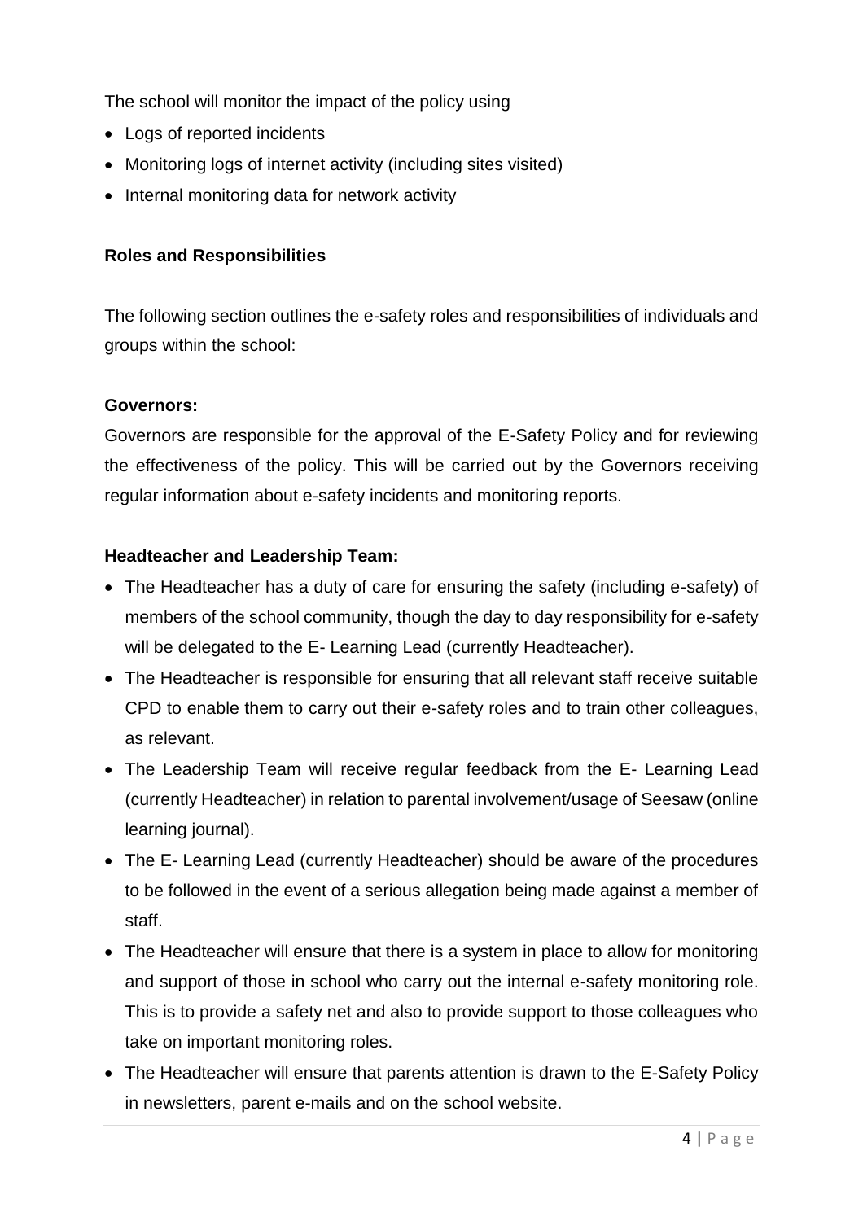The school will monitor the impact of the policy using

- Logs of reported incidents
- Monitoring logs of internet activity (including sites visited)
- Internal monitoring data for network activity

**Roles and Responsibilities**

The following section outlines the e-safety roles and responsibilities of individuals and groups within the school:

**Governors:**

Governors are responsible for the approval of the E-Safety Policy and for reviewing the effectiveness of the policy. This will be carried out by the Governors receiving regular information about e-safety incidents and monitoring reports.

**Headteacher and Leadership Team:**

- The Headteacher has a duty of care for ensuring the safety (including e-safety) of members of the school community, though the day to day responsibility for e-safety will be delegated to the E- Learning Lead (currently Headteacher).
- The Headteacher is responsible for ensuring that all relevant staff receive suitable CPD to enable them to carry out their e-safety roles and to train other colleagues, as relevant.
- The Leadership Team will receive regular feedback from the E- Learning Lead (currently Headteacher) in relation to parental involvement/usage of Seesaw (online learning journal).
- The E- Learning Lead (currently Headteacher) should be aware of the procedures to be followed in the event of a serious allegation being made against a member of staff.
- The Headteacher will ensure that there is a system in place to allow for monitoring and support of those in school who carry out the internal e-safety monitoring role. This is to provide a safety net and also to provide support to those colleagues who take on important monitoring roles.
- The Headteacher will ensure that parents attention is drawn to the E-Safety Policy in newsletters, parent e-mails and on the school website.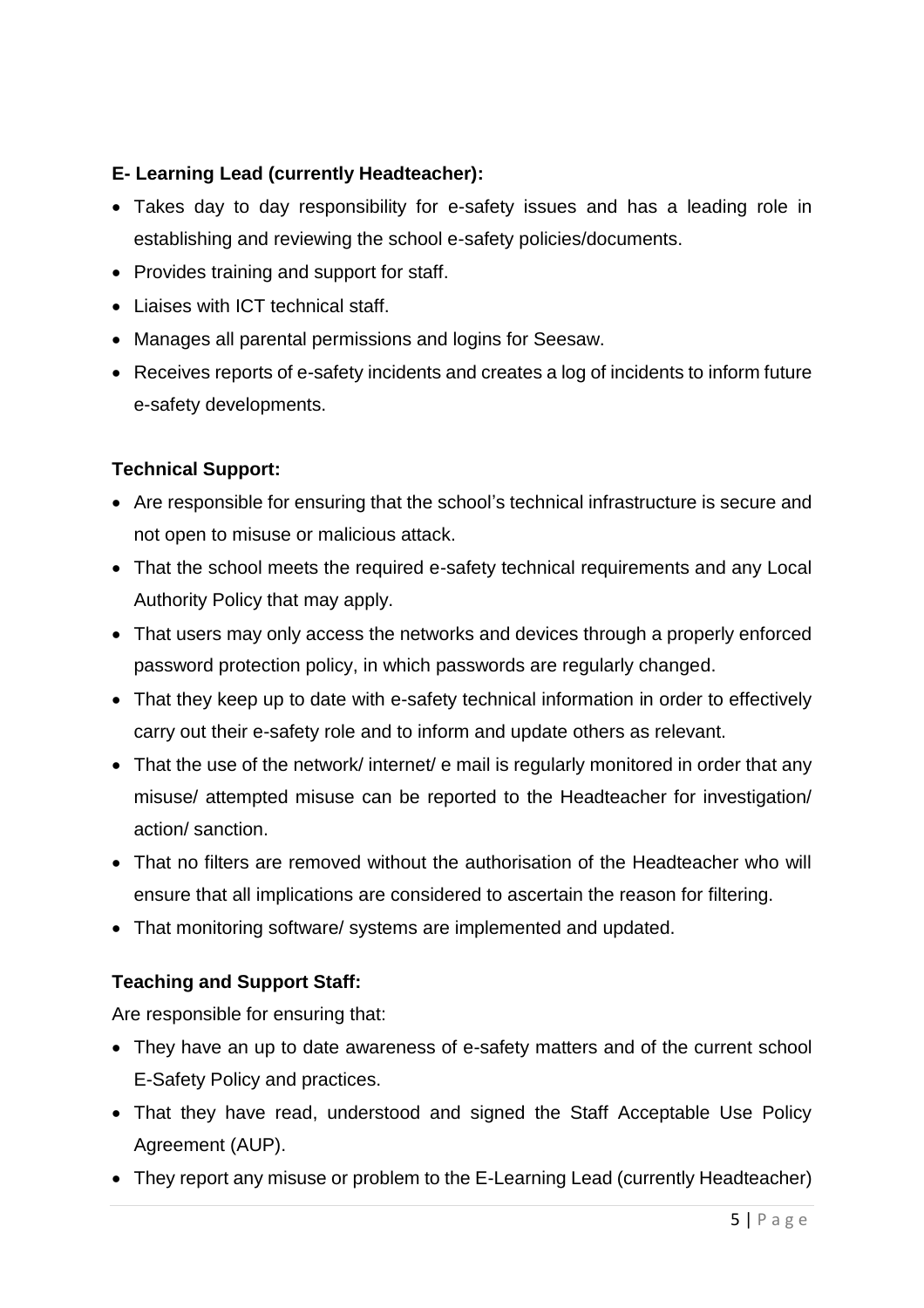**E- Learning Lead (currently Headteacher):**

- Takes day to day responsibility for e-safety issues and has a leading role in establishing and reviewing the school e-safety policies/documents.
- Provides training and support for staff.
- Liaises with ICT technical staff.
- Manages all parental permissions and logins for Seesaw.
- Receives reports of e-safety incidents and creates a log of incidents to inform future e-safety developments.

**Technical Support:**

- Are responsible for ensuring that the school's technical infrastructure is secure and not open to misuse or malicious attack.
- That the school meets the required e-safety technical requirements and any Local Authority Policy that may apply.
- That users may only access the networks and devices through a properly enforced password protection policy, in which passwords are regularly changed.
- That they keep up to date with e-safety technical information in order to effectively carry out their e-safety role and to inform and update others as relevant.
- That the use of the network/ internet/ e mail is regularly monitored in order that any misuse/ attempted misuse can be reported to the Headteacher for investigation/ action/ sanction.
- That no filters are removed without the authorisation of the Headteacher who will ensure that all implications are considered to ascertain the reason for filtering.
- That monitoring software/ systems are implemented and updated.

**Teaching and Support Staff:**

Are responsible for ensuring that:

- They have an up to date awareness of e-safety matters and of the current school E-Safety Policy and practices.
- That they have read, understood and signed the Staff Acceptable Use Policy Agreement (AUP).
- They report any misuse or problem to the E-Learning Lead (currently Headteacher)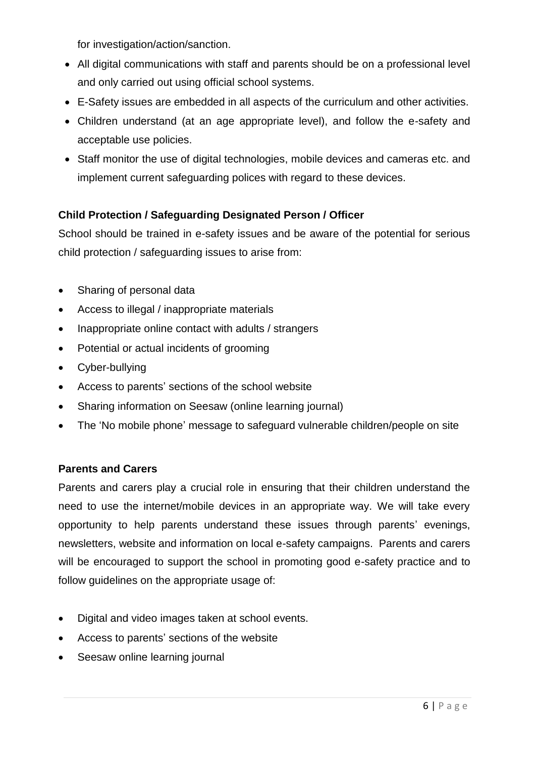for investigation/action/sanction.

- All digital communications with staff and parents should be on a professional level and only carried out using official school systems.
- E-Safety issues are embedded in all aspects of the curriculum and other activities.
- Children understand (at an age appropriate level), and follow the e-safety and acceptable use policies.
- Staff monitor the use of digital technologies, mobile devices and cameras etc. and implement current safeguarding polices with regard to these devices.

**Child Protection / Safeguarding Designated Person / Officer**

School should be trained in e-safety issues and be aware of the potential for serious child protection / safeguarding issues to arise from:

- Sharing of personal data
- Access to illegal / inappropriate materials
- Inappropriate online contact with adults / strangers
- Potential or actual incidents of grooming
- Cyber-bullying
- Access to parents' sections of the school website
- Sharing information on Seesaw (online learning journal)
- The 'No mobile phone' message to safeguard vulnerable children/people on site

**Parents and Carers**

Parents and carers play a crucial role in ensuring that their children understand the need to use the internet/mobile devices in an appropriate way. We will take every opportunity to help parents understand these issues through parents' evenings, newsletters, website and information on local e-safety campaigns. Parents and carers will be encouraged to support the school in promoting good e-safety practice and to follow guidelines on the appropriate usage of:

- Digital and video images taken at school events.
- Access to parents' sections of the website
- Seesaw online learning journal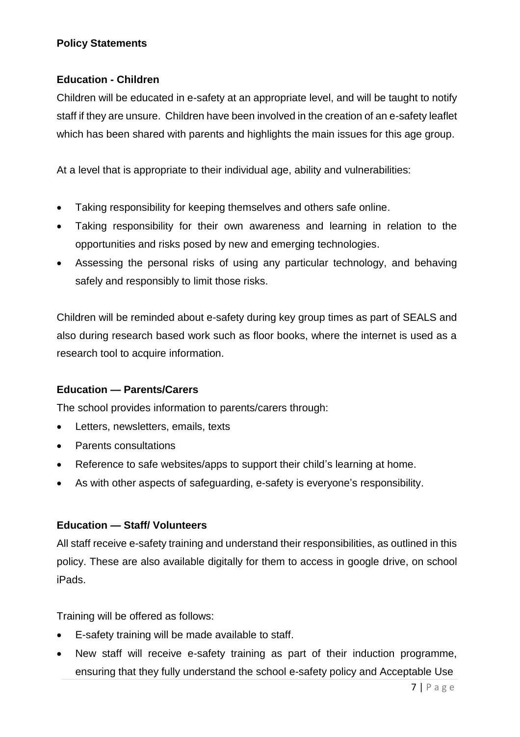### Policy Statements

#### Education - Children

Children will be educated in e-safety at an appropriate level, and will be taught to notify staff if they are unsure. Children have been involved in the creation of an e-safety leaflet which has been shared with parents and highlights the main issues for this age group.

At a level that is appropriate to their individual age, ability and vulnerabilities:

- Taking responsibility for keeping themselves and others safe online.
- Taking responsibility for their own awareness and learning in relation to the opportunities and risks posed by new and emerging technologies.
- Assessing the personal risks of using any particular technology, and behaving safely and responsibly to limit those risks.

Children will be reminded about e-safety during key group times as part of SEALS and also during research based work such as floor books, where the internet is used as a research tool to acquire information.

#### Education — Parents/Carers

The school provides information to parents/carers through:

- Letters, newsletters, emails, texts
- Parents consultations
- Reference to safe websites/apps to support their child's learning at home.
- As with other aspects of safeguarding, e-safety is everyone's responsibility.

#### Education — Staff/ Volunteers

All staff receive e-safety training and understand their responsibilities, as outlined in this policy. These are also available digitally for them to access in google drive, on school iPads.

Training will be offered as follows:

- E-safety training will be made available to staff.
- New staff will receive e-safety training as part of their induction programme, ensuring that they fully understand the school e-safety policy and Acceptable Use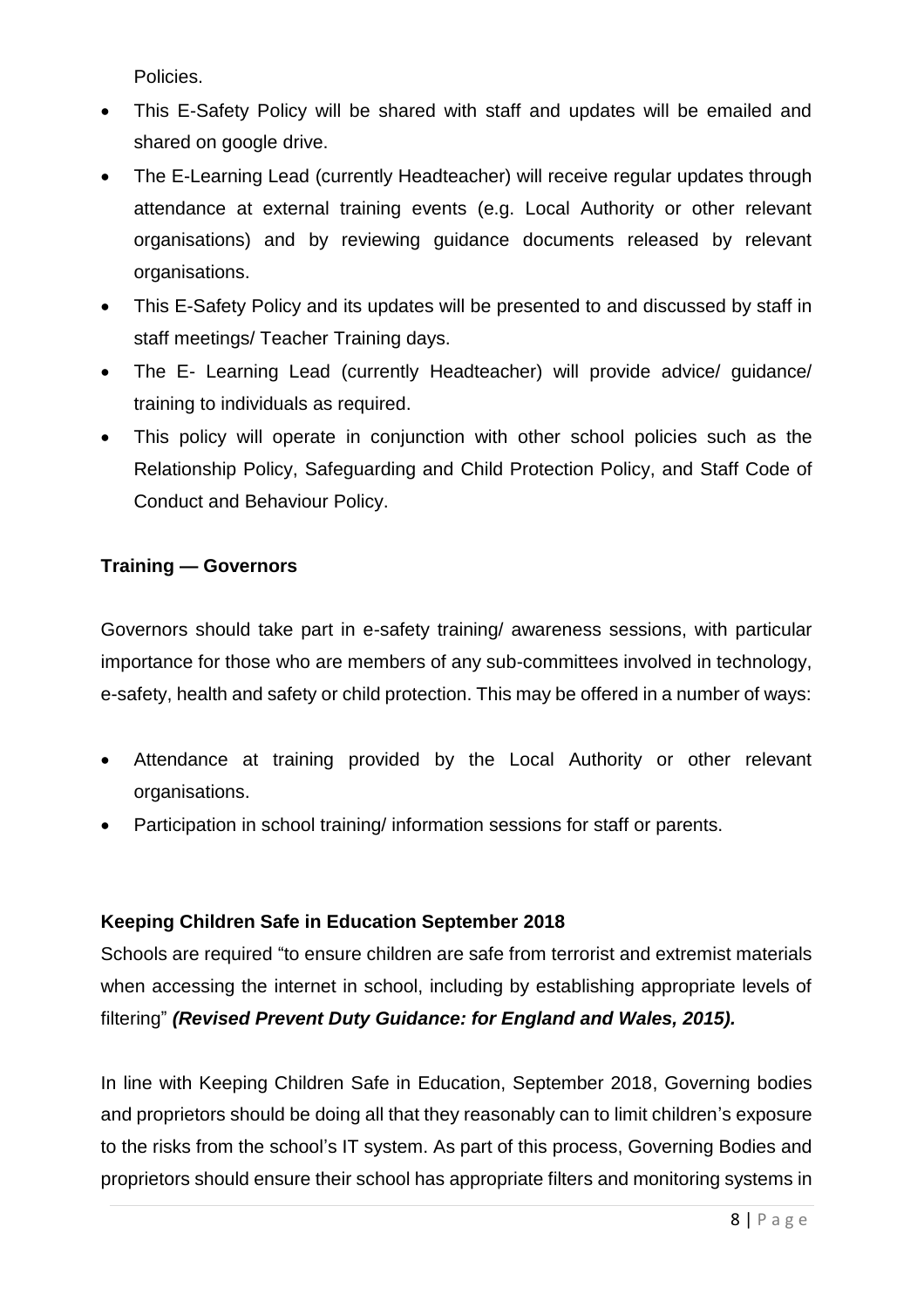Policies.

- This E-Safety Policy will be shared with staff and updates will be emailed and shared on google drive.
- The E-Learning Lead (currently Headteacher) will receive regular updates through attendance at external training events (e.g. Local Authority or other relevant organisations) and by reviewing guidance documents released by relevant organisations.
- This E-Safety Policy and its updates will be presented to and discussed by staff in staff meetings/ Teacher Training days.
- The E- Learning Lead (currently Headteacher) will provide advice/ guidance/ training to individuals as required.
- This policy will operate in conjunction with other school policies such as the Relationship Policy, Safeguarding and Child Protection Policy, and Staff Code of Conduct and Behaviour Policy.

**Training — Governors**

Governors should take part in e-safety training/ awareness sessions, with particular importance for those who are members of any sub-committees involved in technology, e-safety, health and safety or child protection. This may be offered in a number of ways:

- Attendance at training provided by the Local Authority or other relevant organisations.
- Participation in school training/ information sessions for staff or parents.

**Keeping Children Safe in Education September 2018**

Schools are required "to ensure children are safe from terrorist and extremist materials when accessing the internet in school, including by establishing appropriate levels of filtering" ***(Revised Prevent Duty Guidance: for England and Wales, 2015).***

In line with Keeping Children Safe in Education, September 2018, Governing bodies and proprietors should be doing all that they reasonably can to limit children's exposure to the risks from the school's IT system. As part of this process, Governing Bodies and proprietors should ensure their school has appropriate filters and monitoring systems in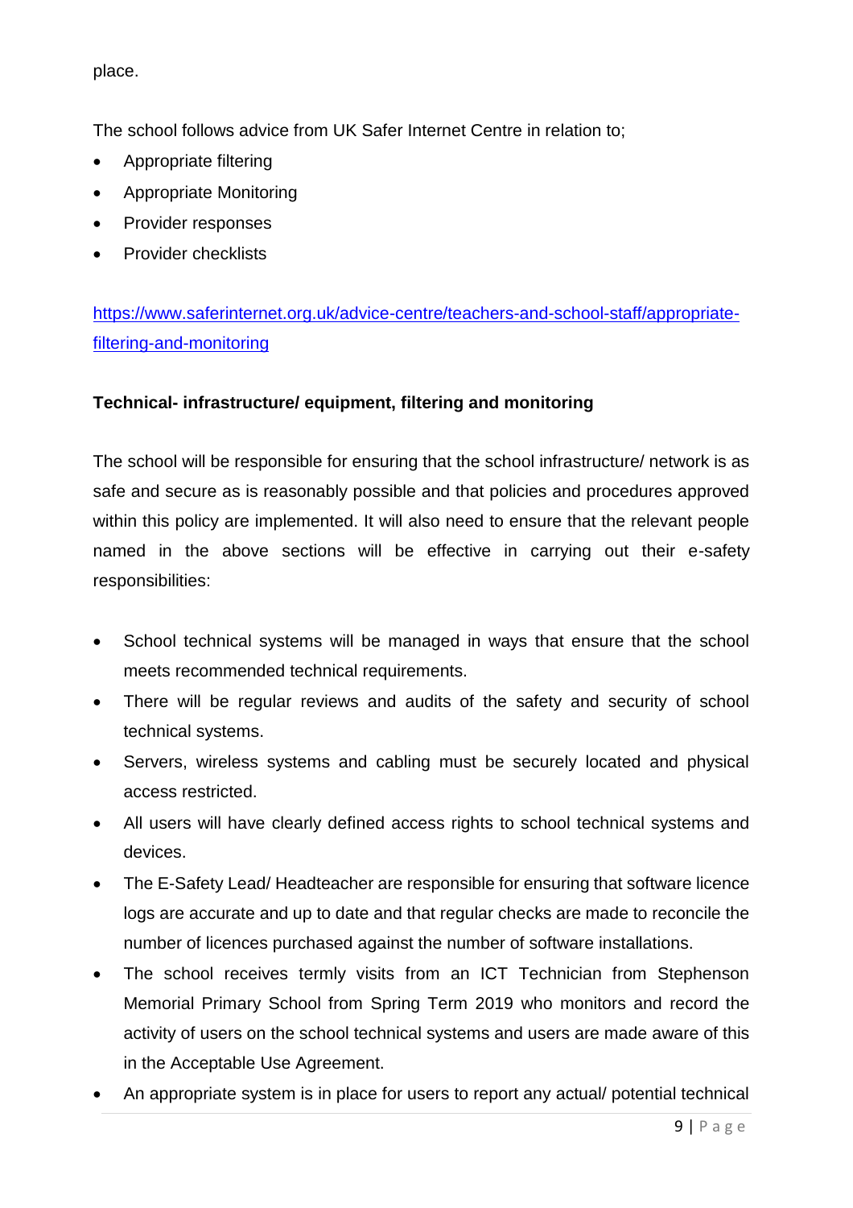place.

The school follows advice from UK Safer Internet Centre in relation to;

- Appropriate filtering
- Appropriate Monitoring
- Provider responses
- Provider checklists

[https://www.saferinternet.org.uk/advice-centre/teachers-and-school-staff/appropriate-filtering-and-monitoring](https://www.saferinternet.org.uk/advice-centre/teachers-and-school-staff/appropriate-filtering-and-monitoring)

**Technical- infrastructure/ equipment, filtering and monitoring**

The school will be responsible for ensuring that the school infrastructure/ network is as safe and secure as is reasonably possible and that policies and procedures approved within this policy are implemented. It will also need to ensure that the relevant people named in the above sections will be effective in carrying out their e-safety responsibilities:

- School technical systems will be managed in ways that ensure that the school meets recommended technical requirements.
- There will be regular reviews and audits of the safety and security of school technical systems.
- Servers, wireless systems and cabling must be securely located and physical access restricted.
- All users will have clearly defined access rights to school technical systems and devices.
- The E-Safety Lead/ Headteacher are responsible for ensuring that software licence logs are accurate and up to date and that regular checks are made to reconcile the number of licences purchased against the number of software installations.
- The school receives termly visits from an ICT Technician from Stephenson Memorial Primary School from Spring Term 2019 who monitors and record the activity of users on the school technical systems and users are made aware of this in the Acceptable Use Agreement.
- An appropriate system is in place for users to report any actual/ potential technical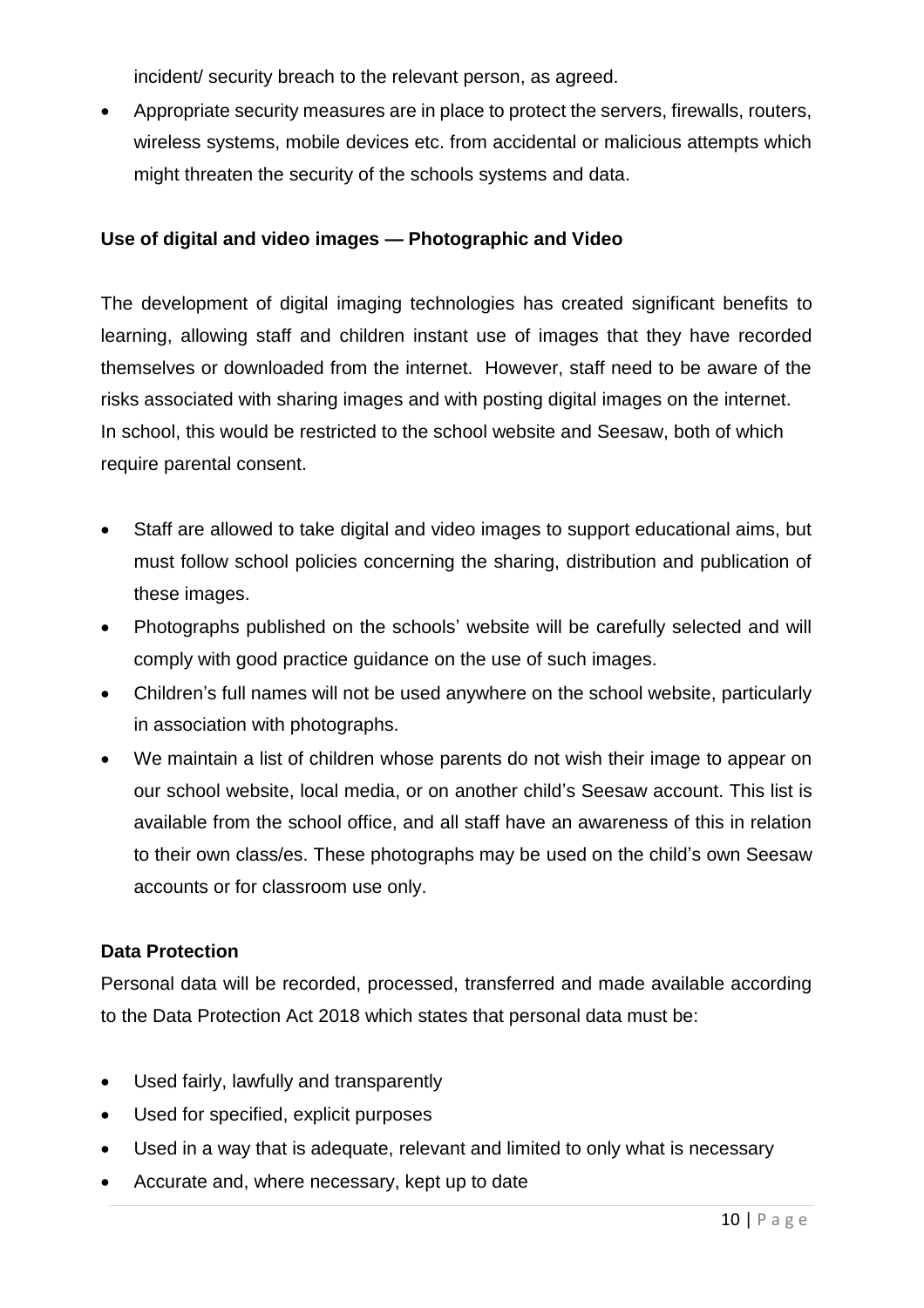incident/ security breach to the relevant person, as agreed.

- Appropriate security measures are in place to protect the servers, firewalls, routers, wireless systems, mobile devices etc. from accidental or malicious attempts which might threaten the security of the schools systems and data.

**Use of digital and video images — Photographic and Video**

The development of digital imaging technologies has created significant benefits to learning, allowing staff and children instant use of images that they have recorded themselves or downloaded from the internet. However, staff need to be aware of the risks associated with sharing images and with posting digital images on the internet. In school, this would be restricted to the school website and Seesaw, both of which require parental consent.

- Staff are allowed to take digital and video images to support educational aims, but must follow school policies concerning the sharing, distribution and publication of these images.
- Photographs published on the schools' website will be carefully selected and will comply with good practice guidance on the use of such images.
- Children's full names will not be used anywhere on the school website, particularly in association with photographs.
- We maintain a list of children whose parents do not wish their image to appear on our school website, local media, or on another child's Seesaw account. This list is available from the school office, and all staff have an awareness of this in relation to their own class/es. These photographs may be used on the child's own Seesaw accounts or for classroom use only.

**Data Protection**

Personal data will be recorded, processed, transferred and made available according to the Data Protection Act 2018 which states that personal data must be:

- Used fairly, lawfully and transparently
- Used for specified, explicit purposes
- Used in a way that is adequate, relevant and limited to only what is necessary
- Accurate and, where necessary, kept up to date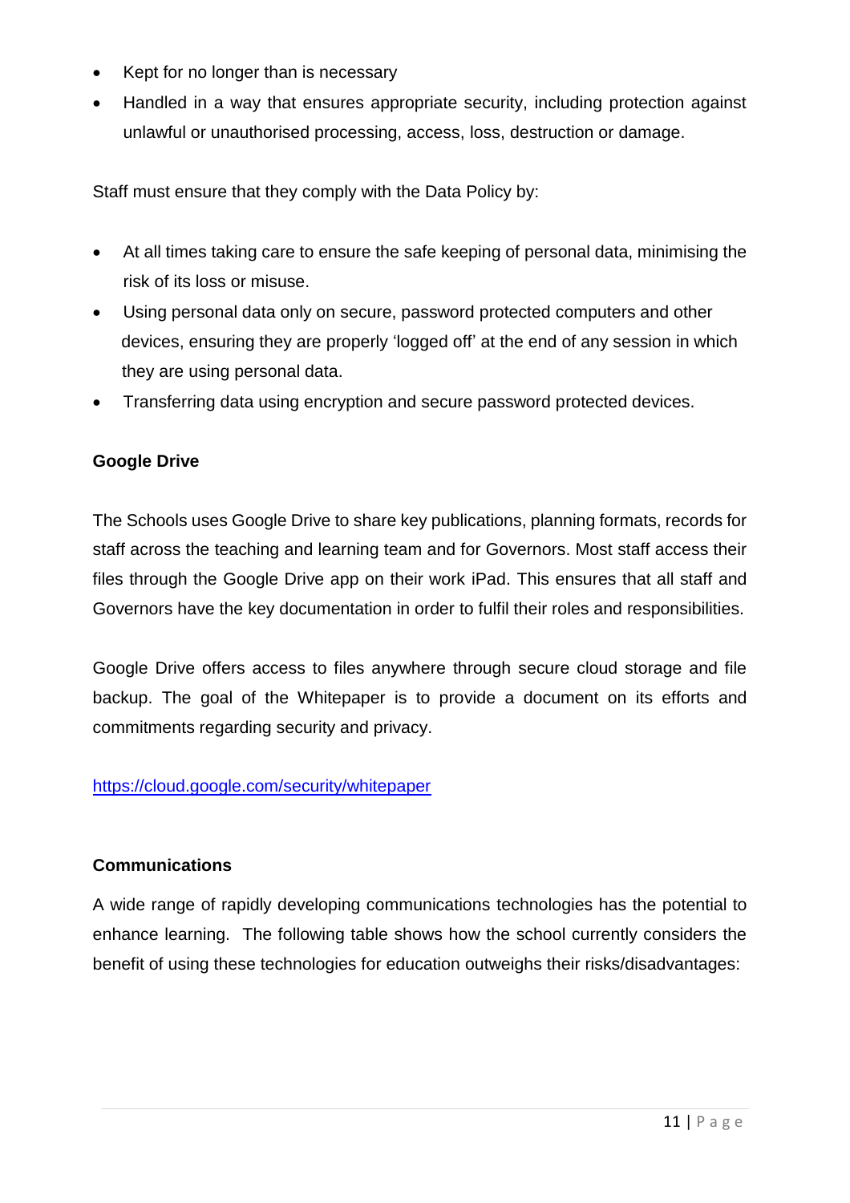- Kept for no longer than is necessary
- Handled in a way that ensures appropriate security, including protection against unlawful or unauthorised processing, access, loss, destruction or damage.

Staff must ensure that they comply with the Data Policy by:

- At all times taking care to ensure the safe keeping of personal data, minimising the risk of its loss or misuse.
- Using personal data only on secure, password protected computers and other devices, ensuring they are properly 'logged off' at the end of any session in which they are using personal data.
- Transferring data using encryption and secure password protected devices.

**Google Drive**

The Schools uses Google Drive to share key publications, planning formats, records for staff across the teaching and learning team and for Governors. Most staff access their files through the Google Drive app on their work iPad. This ensures that all staff and Governors have the key documentation in order to fulfil their roles and responsibilities.

Google Drive offers access to files anywhere through secure cloud storage and file backup. The goal of the Whitepaper is to provide a document on its efforts and commitments regarding security and privacy.

[https://cloud.google.com/security/whitepaper](https://cloud.google.com/security/whitepaper)

**Communications**

A wide range of rapidly developing communications technologies has the potential to enhance learning. The following table shows how the school currently considers the benefit of using these technologies for education outweighs their risks/disadvantages: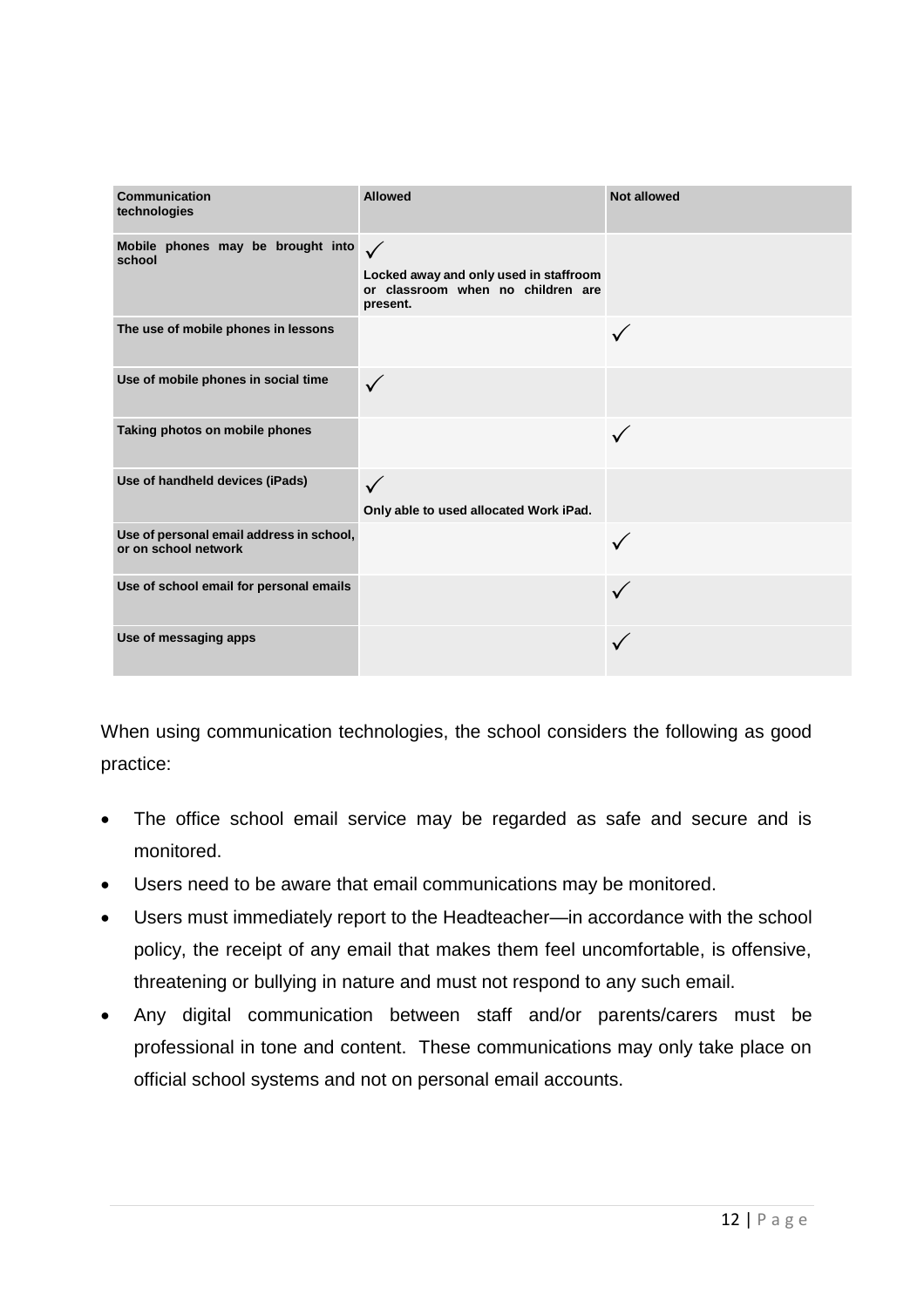| Communication technologies | Allowed | Not allowed |
| --- | --- | --- |
| Mobile phones may be brought into school | ✓ Locked away and only used in staffroom or classroom when no children are present. | |
| The use of mobile phones in lessons | | ✓ |
| Use of mobile phones in social time | ✓ | |
| Taking photos on mobile phones | | ✓ |
| Use of handheld devices (iPads) | ✓ Only able to used allocated Work iPad. | |
| Use of personal email address in school, or on school network | | ✓ |
| Use of school email for personal emails | | ✓ |
| Use of messaging apps | | ✓ |

When using communication technologies, the school considers the following as good practice:

- The office school email service may be regarded as safe and secure and is monitored.
- Users need to be aware that email communications may be monitored.
- Users must immediately report to the Headteacher—in accordance with the school policy, the receipt of any email that makes them feel uncomfortable, is offensive, threatening or bullying in nature and must not respond to any such email.
- Any digital communication between staff and/or parents/carers must be professional in tone and content. These communications may only take place on official school systems and not on personal email accounts.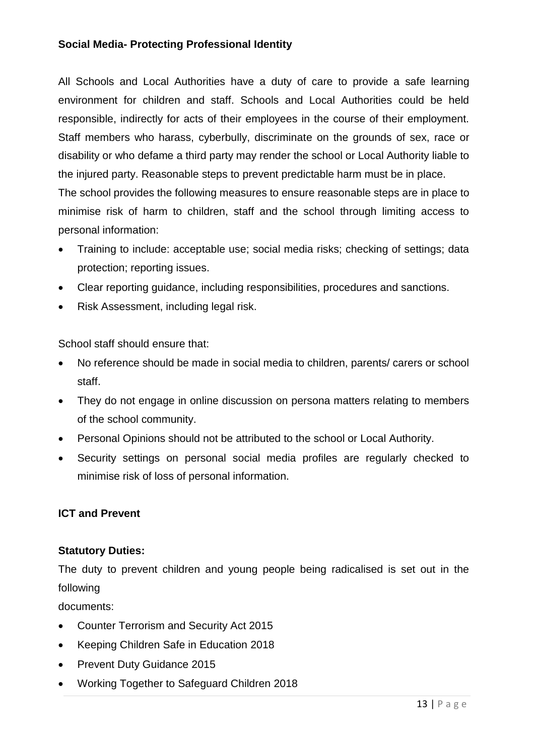**Social Media- Protecting Professional Identity**

All Schools and Local Authorities have a duty of care to provide a safe learning environment for children and staff. Schools and Local Authorities could be held responsible, indirectly for acts of their employees in the course of their employment. Staff members who harass, cyberbully, discriminate on the grounds of sex, race or disability or who defame a third party may render the school or Local Authority liable to the injured party. Reasonable steps to prevent predictable harm must be in place.
The school provides the following measures to ensure reasonable steps are in place to minimise risk of harm to children, staff and the school through limiting access to personal information:

- Training to include: acceptable use; social media risks; checking of settings; data protection; reporting issues.
- Clear reporting guidance, including responsibilities, procedures and sanctions.
- Risk Assessment, including legal risk.

School staff should ensure that:

- No reference should be made in social media to children, parents/ carers or school staff.
- They do not engage in online discussion on persona matters relating to members of the school community.
- Personal Opinions should not be attributed to the school or Local Authority.
- Security settings on personal social media profiles are regularly checked to minimise risk of loss of personal information.

**ICT and Prevent**

**Statutory Duties:**

The duty to prevent children and young people being radicalised is set out in the following
documents:

- Counter Terrorism and Security Act 2015
- Keeping Children Safe in Education 2018
- Prevent Duty Guidance 2015
- Working Together to Safeguard Children 2018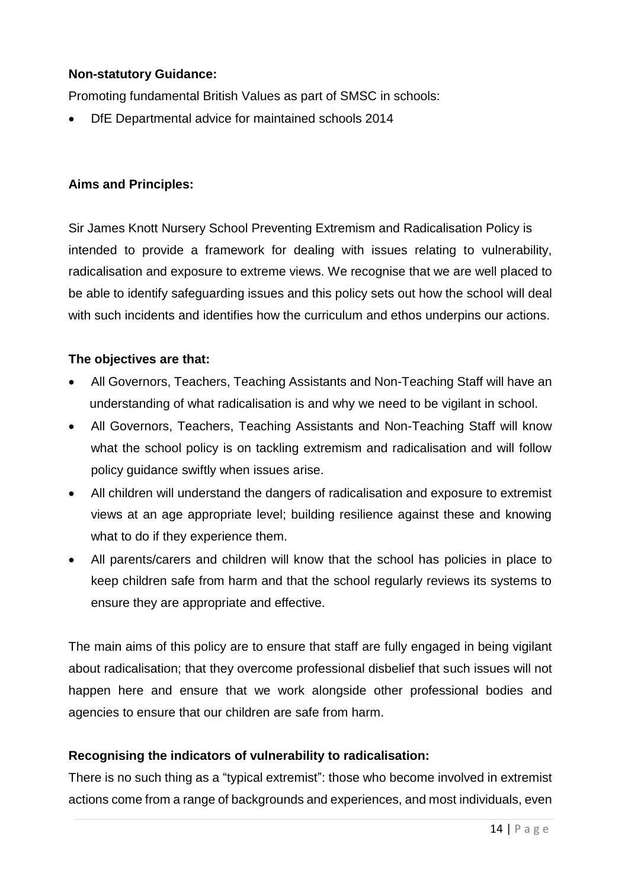**Non-statutory Guidance:**

Promoting fundamental British Values as part of SMSC in schools:

- DfE Departmental advice for maintained schools 2014

**Aims and Principles:**

Sir James Knott Nursery School Preventing Extremism and Radicalisation Policy is intended to provide a framework for dealing with issues relating to vulnerability, radicalisation and exposure to extreme views. We recognise that we are well placed to be able to identify safeguarding issues and this policy sets out how the school will deal with such incidents and identifies how the curriculum and ethos underpins our actions.

**The objectives are that:**

- All Governors, Teachers, Teaching Assistants and Non-Teaching Staff will have an understanding of what radicalisation is and why we need to be vigilant in school.
- All Governors, Teachers, Teaching Assistants and Non-Teaching Staff will know what the school policy is on tackling extremism and radicalisation and will follow policy guidance swiftly when issues arise.
- All children will understand the dangers of radicalisation and exposure to extremist views at an age appropriate level; building resilience against these and knowing what to do if they experience them.
- All parents/carers and children will know that the school has policies in place to keep children safe from harm and that the school regularly reviews its systems to ensure they are appropriate and effective.

The main aims of this policy are to ensure that staff are fully engaged in being vigilant about radicalisation; that they overcome professional disbelief that such issues will not happen here and ensure that we work alongside other professional bodies and agencies to ensure that our children are safe from harm.

**Recognising the indicators of vulnerability to radicalisation:**

There is no such thing as a "typical extremist": those who become involved in extremist actions come from a range of backgrounds and experiences, and most individuals, even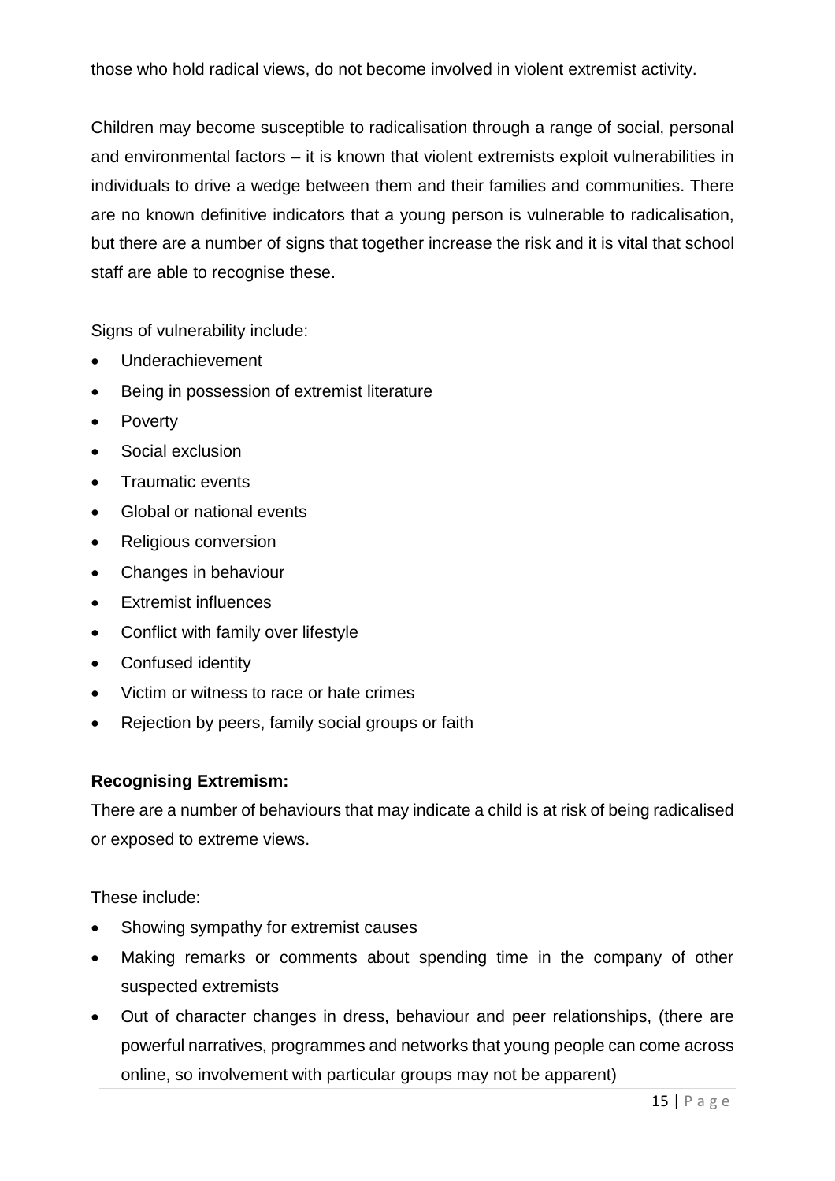those who hold radical views, do not become involved in violent extremist activity.

Children may become susceptible to radicalisation through a range of social, personal and environmental factors – it is known that violent extremists exploit vulnerabilities in individuals to drive a wedge between them and their families and communities. There are no known definitive indicators that a young person is vulnerable to radicalisation, but there are a number of signs that together increase the risk and it is vital that school staff are able to recognise these.

Signs of vulnerability include:

- Underachievement
- Being in possession of extremist literature
- Poverty
- Social exclusion
- Traumatic events
- Global or national events
- Religious conversion
- Changes in behaviour
- Extremist influences
- Conflict with family over lifestyle
- Confused identity
- Victim or witness to race or hate crimes
- Rejection by peers, family social groups or faith

**Recognising Extremism:**

There are a number of behaviours that may indicate a child is at risk of being radicalised or exposed to extreme views.

These include:

- Showing sympathy for extremist causes
- Making remarks or comments about spending time in the company of other suspected extremists
- Out of character changes in dress, behaviour and peer relationships, (there are powerful narratives, programmes and networks that young people can come across online, so involvement with particular groups may not be apparent)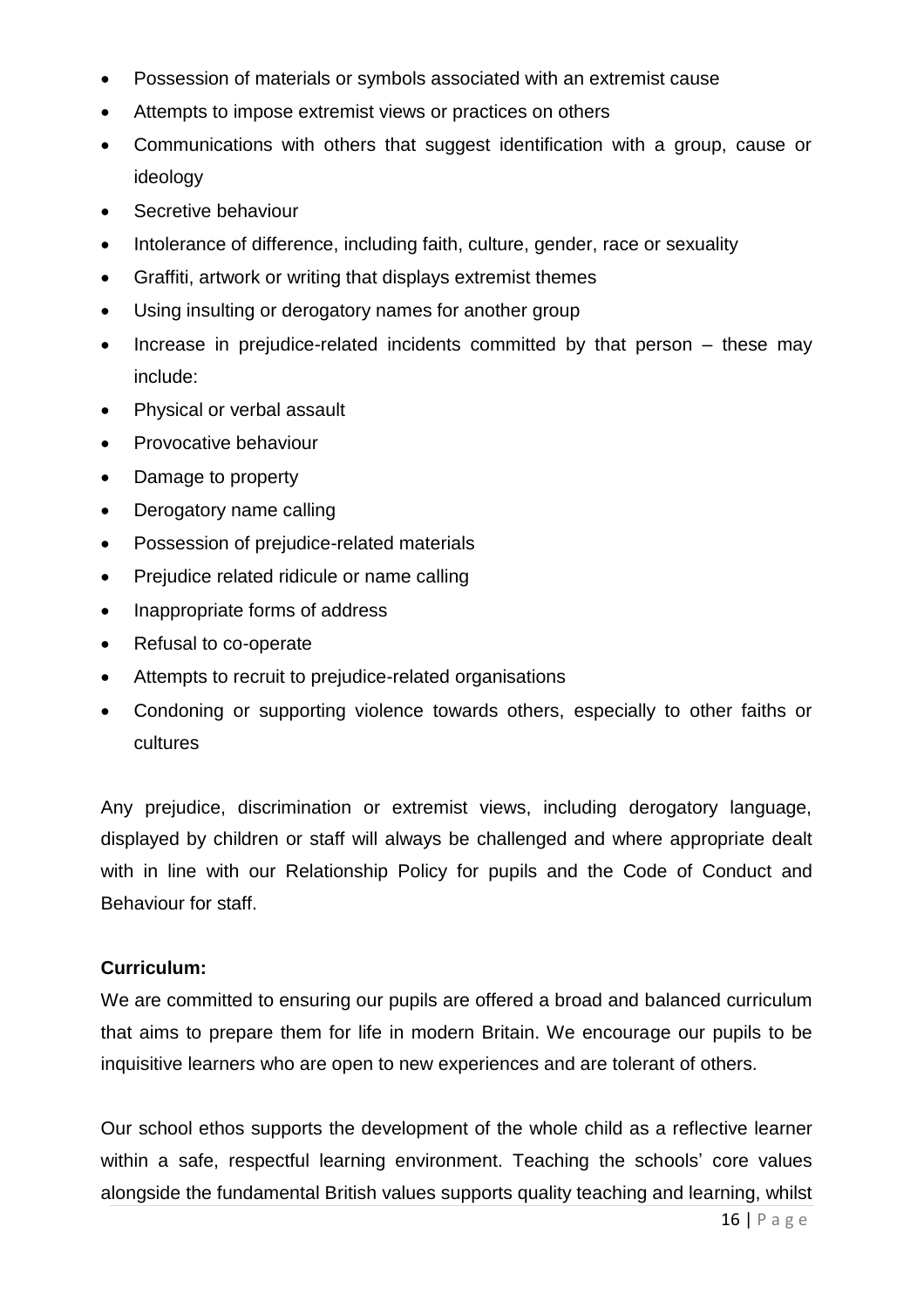- Possession of materials or symbols associated with an extremist cause
- Attempts to impose extremist views or practices on others
- Communications with others that suggest identification with a group, cause or ideology
- Secretive behaviour
- Intolerance of difference, including faith, culture, gender, race or sexuality
- Graffiti, artwork or writing that displays extremist themes
- Using insulting or derogatory names for another group
- Increase in prejudice-related incidents committed by that person – these may include:
- Physical or verbal assault
- Provocative behaviour
- Damage to property
- Derogatory name calling
- Possession of prejudice-related materials
- Prejudice related ridicule or name calling
- Inappropriate forms of address
- Refusal to co-operate
- Attempts to recruit to prejudice-related organisations
- Condoning or supporting violence towards others, especially to other faiths or cultures

Any prejudice, discrimination or extremist views, including derogatory language, displayed by children or staff will always be challenged and where appropriate dealt with in line with our Relationship Policy for pupils and the Code of Conduct and Behaviour for staff.

**Curriculum:**

We are committed to ensuring our pupils are offered a broad and balanced curriculum that aims to prepare them for life in modern Britain. We encourage our pupils to be inquisitive learners who are open to new experiences and are tolerant of others.

Our school ethos supports the development of the whole child as a reflective learner within a safe, respectful learning environment. Teaching the schools' core values alongside the fundamental British values supports quality teaching and learning, whilst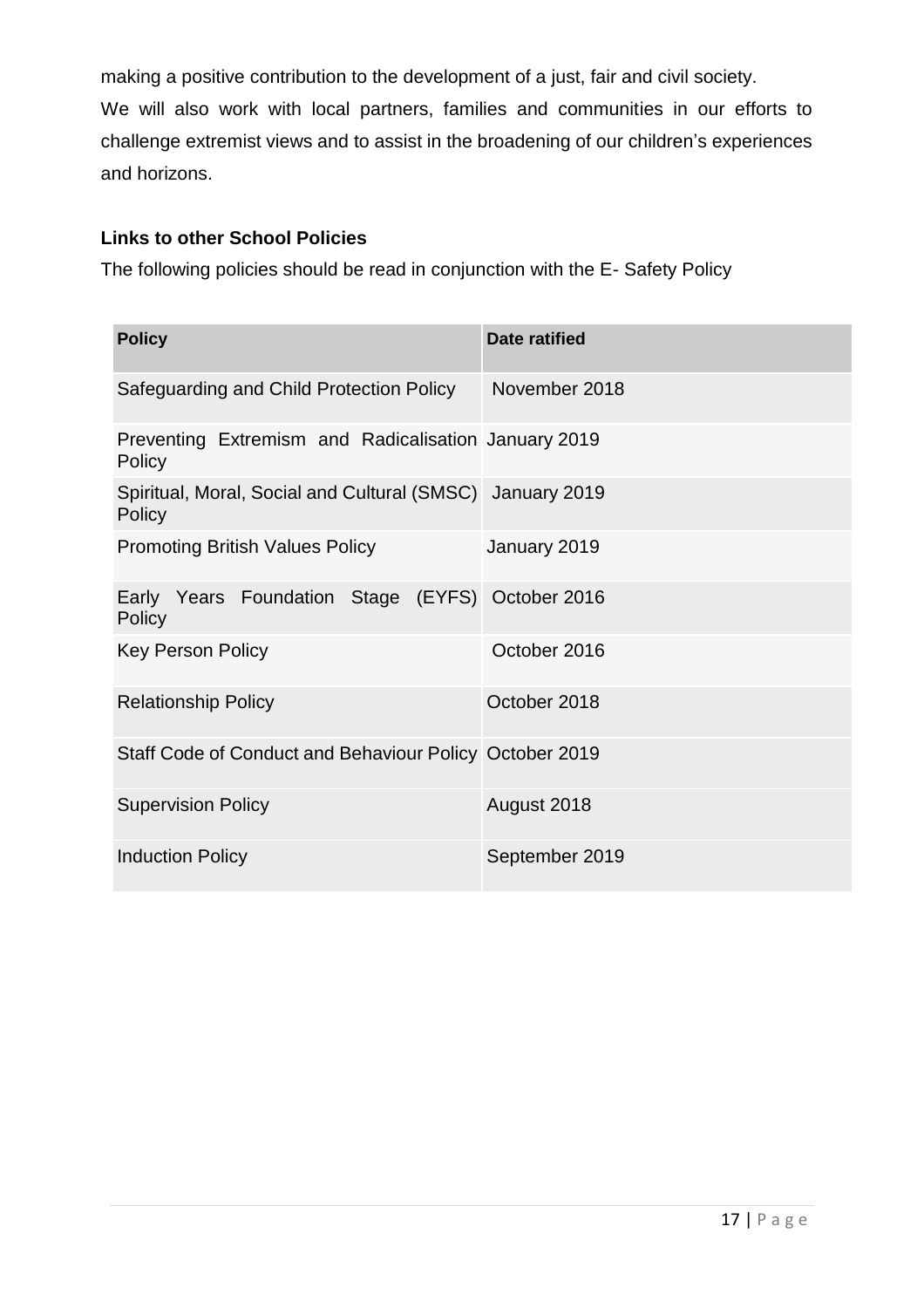making a positive contribution to the development of a just, fair and civil society.

We will also work with local partners, families and communities in our efforts to challenge extremist views and to assist in the broadening of our children's experiences and horizons.

**Links to other School Policies**

The following policies should be read in conjunction with the E- Safety Policy

| Policy | Date ratified |
| --- | --- |
| Safeguarding and Child Protection Policy | November 2018 |
| Preventing Extremism and Radicalisation Policy | January 2019 |
| Spiritual, Moral, Social and Cultural (SMSC) Policy | January 2019 |
| Promoting British Values Policy | January 2019 |
| Early Years Foundation Stage (EYFS) Policy | October 2016 |
| Key Person Policy | October 2016 |
| Relationship Policy | October 2018 |
| Staff Code of Conduct and Behaviour Policy | October 2019 |
| Supervision Policy | August 2018 |
| Induction Policy | September 2019 |